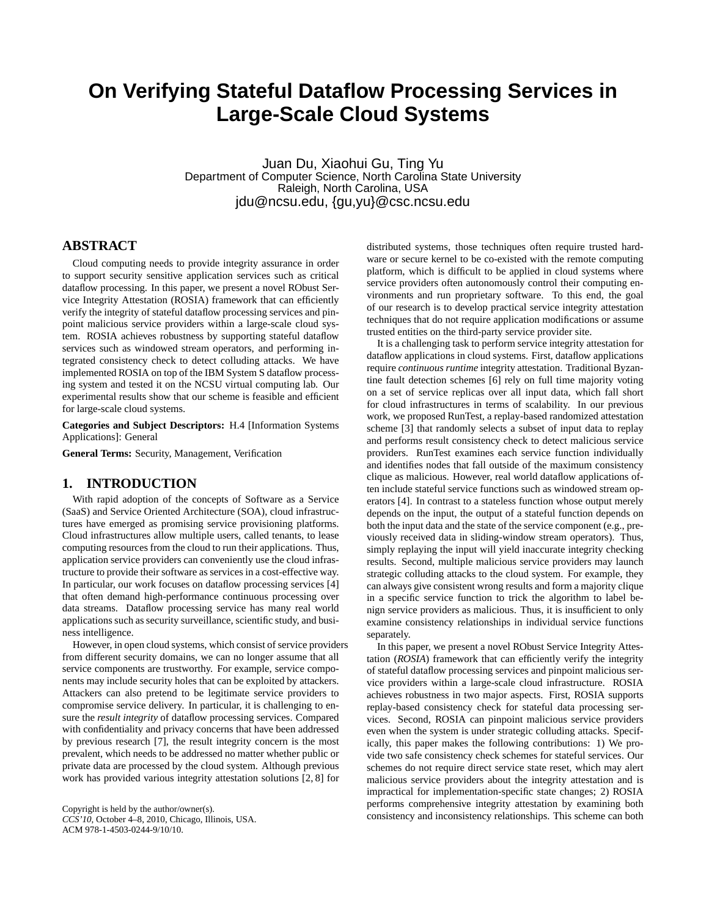# On Verifying Stateful Dataflow Processing Services in Large-Scale Cloud Systems

Juan Du, Xiaohui Gu, Ting Yu
Department of Computer Science, North Carolina State University
Raleigh, North Carolina, USA
jdu@ncsu.edu, {gu,yu}@csc.ncsu.edu

## ABSTRACT

Cloud computing needs to provide integrity assurance in order to support security sensitive application services such as critical dataflow processing. In this paper, we present a novel RObust Service Integrity Attestation (ROSIA) framework that can efficiently verify the integrity of stateful dataflow processing services and pinpoint malicious service providers within a large-scale cloud system. ROSIA achieves robustness by supporting stateful dataflow services such as windowed stream operators, and performing integrated consistency check to detect colluding attacks. We have implemented ROSIA on top of the IBM System S dataflow processing system and tested it on the NCSU virtual computing lab. Our experimental results show that our scheme is feasible and efficient for large-scale cloud systems.

**Categories and Subject Descriptors:** H.4 [Information Systems Applications]: General

**General Terms:** Security, Management, Verification

## 1. INTRODUCTION

With rapid adoption of the concepts of Software as a Service (SaaS) and Service Oriented Architecture (SOA), cloud infrastructures have emerged as promising service provisioning platforms. Cloud infrastructures allow multiple users, called tenants, to lease computing resources from the cloud to run their applications. Thus, application service providers can conveniently use the cloud infrastructure to provide their software as services in a cost-effective way. In particular, our work focuses on dataflow processing services [4] that often demand high-performance continuous processing over data streams. Dataflow processing service has many real world applications such as security surveillance, scientific study, and business intelligence.

However, in open cloud systems, which consist of service providers from different security domains, we can no longer assume that all service components are trustworthy. For example, service components may include security holes that can be exploited by attackers. Attackers can also pretend to be legitimate service providers to compromise service delivery. In particular, it is challenging to ensure the *result integrity* of dataflow processing services. Compared with confidentiality and privacy concerns that have been addressed by previous research [7], the result integrity concern is the most prevalent, which needs to be addressed no matter whether public or private data are processed by the cloud system. Although previous work has provided various integrity attestation solutions [2, 8] for distributed systems, those techniques often require trusted hardware or secure kernel to be co-existed with the remote computing platform, which is difficult to be applied in cloud systems where service providers often autonomously control their computing environments and run proprietary software. To this end, the goal of our research is to develop practical service integrity attestation techniques that do not require application modifications or assume trusted entities on the third-party service provider site.

It is a challenging task to perform service integrity attestation for dataflow applications in cloud systems. First, dataflow applications require *continuous runtime* integrity attestation. Traditional Byzantine fault detection schemes [6] rely on full time majority voting on a set of service replicas over all input data, which fall short for cloud infrastructures in terms of scalability. In our previous work, we proposed RunTest, a replay-based randomized attestation scheme [3] that randomly selects a subset of input data to replay and performs result consistency check to detect malicious service providers. RunTest examines each service function individually and identifies nodes that fall outside of the maximum consistency clique as malicious. However, real world dataflow applications often include stateful service functions such as windowed stream operators [4]. In contrast to a stateless function whose output merely depends on the input, the output of a stateful function depends on both the input data and the state of the service component (e.g., previously received data in sliding-window stream operators). Thus, simply replaying the input will yield inaccurate integrity checking results. Second, multiple malicious service providers may launch strategic colluding attacks to the cloud system. For example, they can always give consistent wrong results and form a majority clique in a specific service function to trick the algorithm to label benign service providers as malicious. Thus, it is insufficient to only examine consistency relationships in individual service functions separately.

In this paper, we present a novel RObust Service Integrity Attestation (*ROSIA*) framework that can efficiently verify the integrity of stateful dataflow processing services and pinpoint malicious service providers within a large-scale cloud infrastructure. ROSIA achieves robustness in two major aspects. First, ROSIA supports replay-based consistency check for stateful data processing services. Second, ROSIA can pinpoint malicious service providers even when the system is under strategic colluding attacks. Specifically, this paper makes the following contributions: 1) We provide two safe consistency check schemes for stateful services. Our schemes do not require direct service state reset, which may alert malicious service providers about the integrity attestation and is impractical for implementation-specific state changes; 2) ROSIA performs comprehensive integrity attestation by examining both consistency and inconsistency relationships. This scheme can both

Copyright is held by the author/owner(s).
*CCS'10*, October 4–8, 2010, Chicago, Illinois, USA.
ACM 978-1-4503-0244-9/10/10.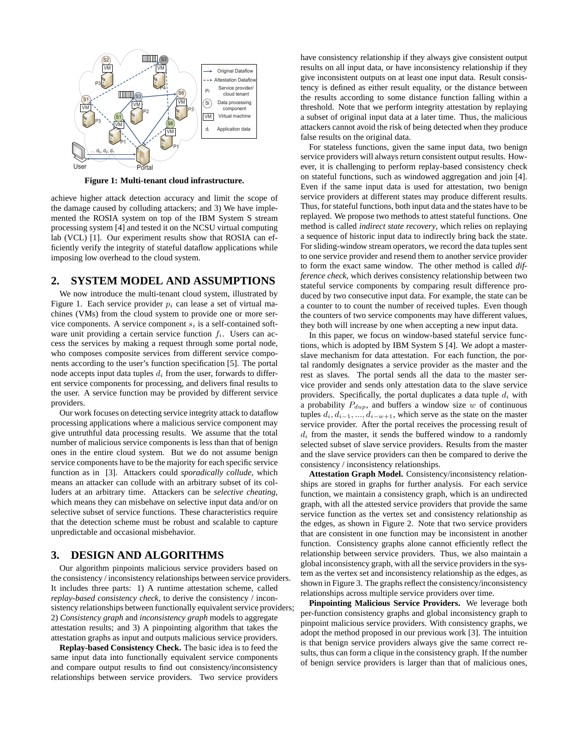Figure 1: Multi-tenant cloud infrastructure.

achieve higher attack detection accuracy and limit the scope of the damage caused by colluding attackers; and 3) We have implemented the ROSIA system on top of the IBM System S stream processing system [4] and tested it on the NCSU virtual computing lab (VCL) [1]. Our experiment results show that ROSIA can efficiently verify the integrity of stateful dataflow applications while imposing low overhead to the cloud system.

## 2. SYSTEM MODEL AND ASSUMPTIONS

We now introduce the multi-tenant cloud system, illustrated by Figure 1. Each service provider $p_i$ can lease a set of virtual machines (VMs) from the cloud system to provide one or more service components. A service component $s_i$ is a self-contained software unit providing a certain service function $f_i$. Users can access the services by making a request through some portal node, who composes composite services from different service components according to the user's function specification [5]. The portal node accepts input data tuples $d_i$ from the user, forwards to different service components for processing, and delivers final results to the user. A service function may be provided by different service providers.

Our work focuses on detecting service integrity attack to dataflow processing applications where a malicious service component may give untruthful data processing results. We assume that the total number of malicious service components is less than that of benign ones in the entire cloud system. But we do not assume benign service components have to be the majority for each specific service function as in [3]. Attackers could *sporadically collude*, which means an attacker can collude with an arbitrary subset of its colluders at an arbitrary time. Attackers can be *selective cheating*, which means they can misbehave on selective input data and/or on selective subset of service functions. These characteristics require that the detection scheme must be robust and scalable to capture unpredictable and occasional misbehavior.

## 3. DESIGN AND ALGORITHMS

Our algorithm pinpoints malicious service providers based on the consistency / inconsistency relationships between service providers. It includes three parts: 1) A runtime attestation scheme, called *replay-based consistency check*, to derive the consistency / inconsistency relationships between functionally equivalent service providers; 2) *Consistency graph* and *inconsistency graph* models to aggregate attestation results; and 3) A pinpointing algorithm that takes the attestation graphs as input and outputs malicious service providers.

**Replay-based Consistency Check.** The basic idea is to feed the same input data into functionally equivalent service components and compare output results to find out consistency/inconsistency relationships between service providers. Two service providers have consistency relationship if they always give consistent output results on all input data, or have inconsistency relationship if they give inconsistent outputs on at least one input data. Result consistency is defined as either result equality, or the distance between the results according to some distance function falling within a threshold. Note that we perform integrity attestation by replaying a subset of original input data at a later time. Thus, the malicious attackers cannot avoid the risk of being detected when they produce false results on the original data.

For stateless functions, given the same input data, two benign service providers will always return consistent output results. However, it is challenging to perform replay-based consistency check on stateful functions, such as windowed aggregation and join [4]. Even if the same input data is used for attestation, two benign service providers at different states may produce different results. Thus, for stateful functions, both input data and the states have to be replayed. We propose two methods to attest stateful functions. One method is called *indirect state recovery*, which relies on replaying a sequence of historic input data to indirectly bring back the state. For sliding-window stream operators, we record the data tuples sent to one service provider and resend them to another service provider to form the exact same window. The other method is called *difference check*, which derives consistency relationship between two stateful service components by comparing result difference produced by two consecutive input data. For example, the state can be a counter to to count the number of received tuples. Even though the counters of two service components may have different values, they both will increase by one when accepting a new input data.

In this paper, we focus on window-based stateful service functions, which is adopted by IBM System S [4]. We adopt a master-slave mechanism for data attestation. For each function, the portal randomly designates a service provider as the master and the rest as slaves. The portal sends all the data to the master service provider and sends only attestation data to the slave service providers. Specifically, the portal duplicates a data tuple $d_i$ with a probability $P_{dup}$, and buffers a window size $w$ of continuous tuples $d_i, d_{i-1}, ..., d_{i-w+1}$, which serve as the state on the master service provider. After the portal receives the processing result of $d_i$ from the master, it sends the buffered window to a randomly selected subset of slave service providers. Results from the master and the slave service providers can then be compared to derive the consistency / inconsistency relationships.

**Attestation Graph Model.** Consistency/inconsistency relationships are stored in graphs for further analysis. For each service function, we maintain a consistency graph, which is an undirected graph, with all the attested service providers that provide the same service function as the vertex set and consistency relationship as the edges, as shown in Figure 2. Note that two service providers that are consistent in one function may be inconsistent in another function. Consistency graphs alone cannot efficiently reflect the relationship between service providers. Thus, we also maintain a global inconsistency graph, with all the service providers in the system as the vertex set and inconsistency relationship as the edges, as shown in Figure 3. The graphs reflect the consistency/inconsistency relationships across multiple service providers over time.

**Pinpointing Malicious Service Providers.** We leverage both per-function consistency graphs and global inconsistency graph to pinpoint malicious service providers. With consistency graphs, we adopt the method proposed in our previous work [3]. The intuition is that benign service providers always give the same correct results, thus can form a clique in the consistency graph. If the number of benign service providers is larger than that of malicious ones,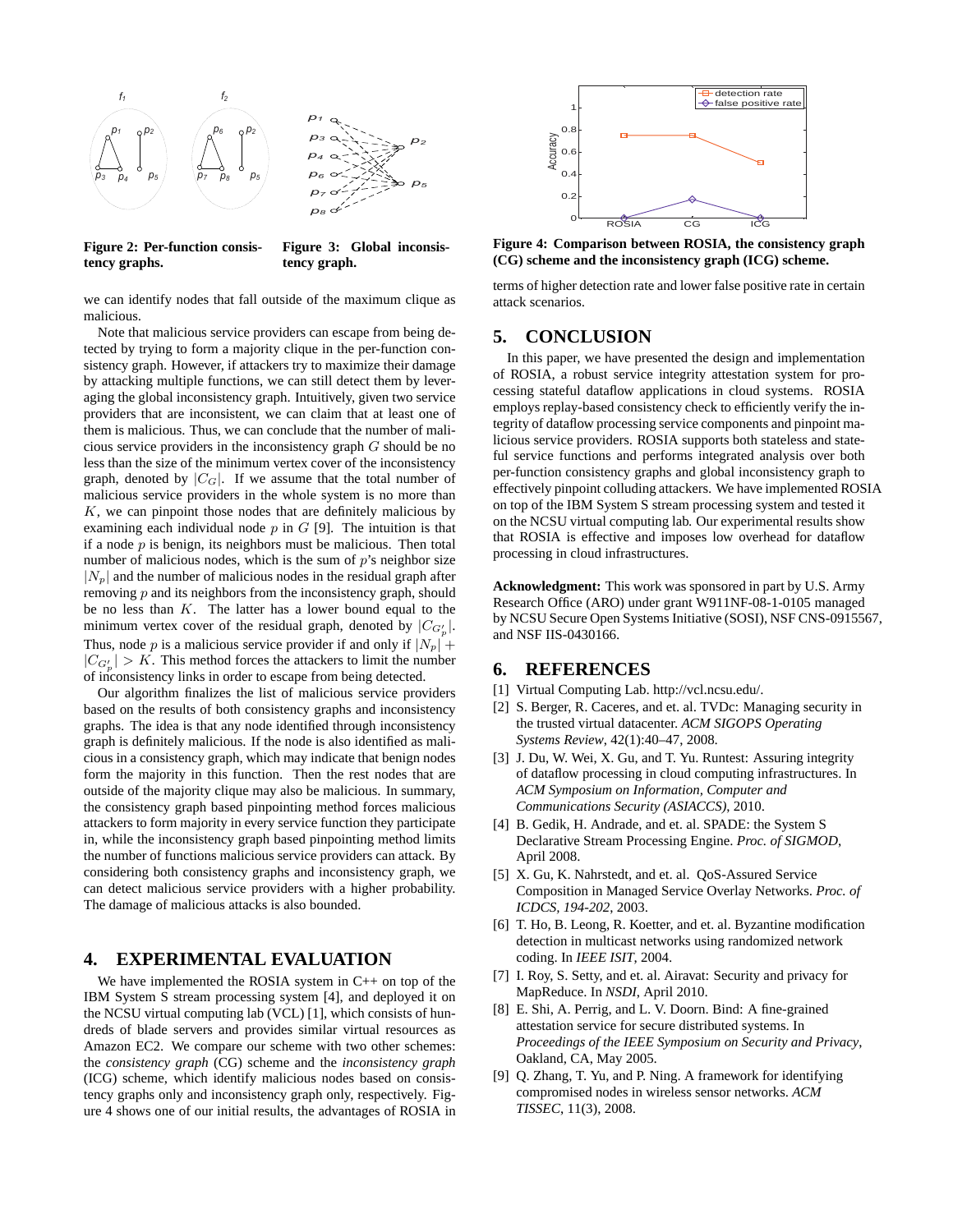$f_1$

$p_1$ $p_2$ $p_3$ $p_4$ $p_5$

$f_2$

$p_6$ $p_2$ $p_7$ $p_8$ $p_5$

**Figure 2: Per-function consistency graphs.**

$p_1$ $p_3$ $p_4$ $p_6$ $p_7$ $p_8$ $p_2$ $p_5$

**Figure 3: Global inconsistency graph.**

we can identify nodes that fall outside of the maximum clique as malicious.

Note that malicious service providers can escape from being detected by trying to form a majority clique in the per-function consistency graph. However, if attackers try to maximize their damage by attacking multiple functions, we can still detect them by leveraging the global inconsistency graph. Intuitively, given two service providers that are inconsistent, we can claim that at least one of them is malicious. Thus, we can conclude that the number of malicious service providers in the inconsistency graph $G$ should be no less than the size of the minimum vertex cover of the inconsistency graph, denoted by $|C_G|$. If we assume that the total number of malicious service providers in the whole system is no more than $K$, we can pinpoint those nodes that are definitely malicious by examining each individual node $p$ in $G$ [9]. The intuition is that if a node $p$ is benign, its neighbors must be malicious. Then total number of malicious nodes, which is the sum of $p$'s neighbor size $|N_p|$ and the number of malicious nodes in the residual graph after removing $p$ and its neighbors from the inconsistency graph, should be no less than $K$. The latter has a lower bound equal to the minimum vertex cover of the residual graph, denoted by $|C_{G'_p}|$. Thus, node $p$ is a malicious service provider if and only if $|N_p| + |C_{G'_p}| > K$. This method forces the attackers to limit the number of inconsistency links in order to escape from being detected.

Our algorithm finalizes the list of malicious service providers based on the results of both consistency graphs and inconsistency graphs. The idea is that any node identified through inconsistency graph is definitely malicious. If the node is also identified as malicious in a consistency graph, which may indicate that benign nodes form the majority in this function. Then the rest nodes that are outside of the majority clique may also be malicious. In summary, the consistency graph based pinpointing method forces malicious attackers to form majority in every service function they participate in, while the inconsistency graph based pinpointing method limits the number of functions malicious service providers can attack. By considering both consistency graphs and inconsistency graph, we can detect malicious service providers with a higher probability. The damage of malicious attacks is also bounded.

## 4. EXPERIMENTAL EVALUATION

We have implemented the ROSIA system in C++ on top of the IBM System S stream processing system [4], and deployed it on the NCSU virtual computing lab (VCL) [1], which consists of hundreds of blade servers and provides similar virtual resources as Amazon EC2. We compare our scheme with two other schemes: the *consistency graph* (CG) scheme and the *inconsistency graph* (ICG) scheme, which identify malicious nodes based on consistency graphs only and inconsistency graph only, respectively. Figure 4 shows one of our initial results, the advantages of ROSIA in terms of higher detection rate and lower false positive rate in certain attack scenarios.

detection rate
false positive rate

Accuracy

0
0.2
0.4
0.6
0.8
1

ROSIA
CG
ICG

**Figure 4: Comparison between ROSIA, the consistency graph (CG) scheme and the inconsistency graph (ICG) scheme.**

## 5. CONCLUSION

In this paper, we have presented the design and implementation of ROSIA, a robust service integrity attestation system for processing stateful dataflow applications in cloud systems. ROSIA employs replay-based consistency check to efficiently verify the integrity of dataflow processing service components and pinpoint malicious service providers. ROSIA supports both stateless and stateful service functions and performs integrated analysis over both per-function consistency graphs and global inconsistency graph to effectively pinpoint colluding attackers. We have implemented ROSIA on top of the IBM System S stream processing system and tested it on the NCSU virtual computing lab. Our experimental results show that ROSIA is effective and imposes low overhead for dataflow processing in cloud infrastructures.

**Acknowledgment:** This work was sponsored in part by U.S. Army Research Office (ARO) under grant W911NF-08-1-0105 managed by NCSU Secure Open Systems Initiative (SOSI), NSF CNS-0915567, and NSF IIS-0430166.

## 6. REFERENCES

[1] Virtual Computing Lab. http://vcl.ncsu.edu/.

[2] S. Berger, R. Caceres, and et. al. TVDc: Managing security in the trusted virtual datacenter. *ACM SIGOPS Operating Systems Review*, 42(1):40–47, 2008.

[3] J. Du, W. Wei, X. Gu, and T. Yu. Runtest: Assuring integrity of dataflow processing in cloud computing infrastructures. In *ACM Symposium on Information, Computer and Communications Security (ASIACCS)*, 2010.

[4] B. Gedik, H. Andrade, and et. al. SPADE: the System S Declarative Stream Processing Engine. *Proc. of SIGMOD*, April 2008.

[5] X. Gu, K. Nahrstedt, and et. al. QoS-Assured Service Composition in Managed Service Overlay Networks. *Proc. of ICDCS, 194-202*, 2003.

[6] T. Ho, B. Leong, R. Koetter, and et. al. Byzantine modification detection in multicast networks using randomized network coding. In *IEEE ISIT*, 2004.

[7] I. Roy, S. Setty, and et. al. Airavat: Security and privacy for MapReduce. In *NSDI*, April 2010.

[8] E. Shi, A. Perrig, and L. V. Doorn. Bind: A fine-grained attestation service for secure distributed systems. In *Proceedings of the IEEE Symposium on Security and Privacy*, Oakland, CA, May 2005.

[9] Q. Zhang, T. Yu, and P. Ning. A framework for identifying compromised nodes in wireless sensor networks. *ACM TISSEC*, 11(3), 2008.